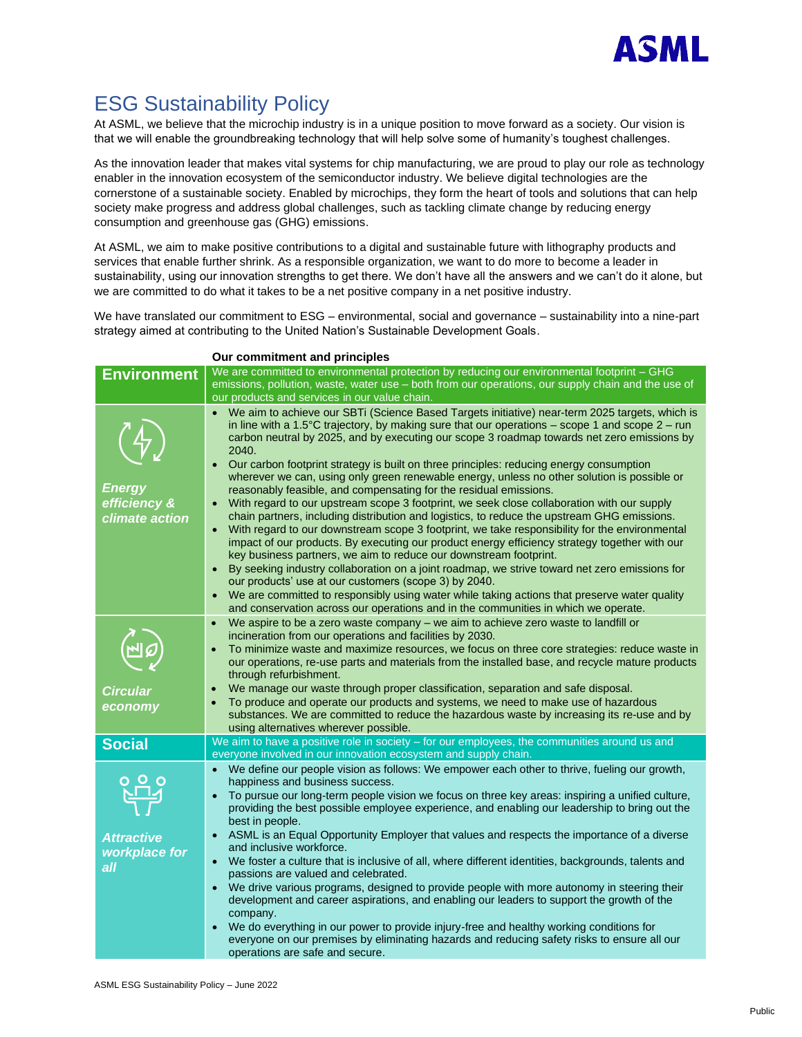# ESG Sustainability Policy

At ASML, we believe that the microchip industry is in a unique position to move forward as a society. Our vision is that we will enable the groundbreaking technology that will help solve some of humanity's toughest challenges.

As the innovation leader that makes vital systems for chip manufacturing, we are proud to play our role as technology enabler in the innovation ecosystem of the semiconductor industry. We believe digital technologies are the cornerstone of a sustainable society. Enabled by microchips, they form the heart of tools and solutions that can help society make progress and address global challenges, such as tackling climate change by reducing energy consumption and greenhouse gas (GHG) emissions.

At ASML, we aim to make positive contributions to a digital and sustainable future with lithography products and services that enable further shrink. As a responsible organization, we want to do more to become a leader in sustainability, using our innovation strengths to get there. We don't have all the answers and we can't do it alone, but we are committed to do what it takes to be a net positive company in a net positive industry.

We have translated our commitment to ESG – environmental, social and governance – sustainability into a nine-part strategy aimed at contributing to the United Nation's Sustainable Development Goals.

| | Our commitment and principles |
|---|---|
| **Environment** | We are committed to environmental protection by reducing our environmental footprint – GHG emissions, pollution, waste, water use – both from our operations, our supply chain and the use of our products and services in our value chain. |
| ***Energy efficiency & climate action*** | • We aim to achieve our SBTi (Science Based Targets initiative) near-term 2025 targets, which is in line with a 1.5°C trajectory, by making sure that our operations – scope 1 and scope 2 – run carbon neutral by 2025, and by executing our scope 3 roadmap towards net zero emissions by 2040.<br>• Our carbon footprint strategy is built on three principles: reducing energy consumption wherever we can, using only green renewable energy, unless no other solution is possible or reasonably feasible, and compensating for the residual emissions.<br>• With regard to our upstream scope 3 footprint, we seek close collaboration with our supply chain partners, including distribution and logistics, to reduce the upstream GHG emissions.<br>• With regard to our downstream scope 3 footprint, we take responsibility for the environmental impact of our products. By executing our product energy efficiency strategy together with our key business partners, we aim to reduce our downstream footprint.<br>• By seeking industry collaboration on a joint roadmap, we strive toward net zero emissions for our products' use at our customers (scope 3) by 2040.<br>• We are committed to responsibly using water while taking actions that preserve water quality and conservation across our operations and in the communities in which we operate. |
| ***Circular economy*** | • We aspire to be a zero waste company – we aim to achieve zero waste to landfill or incineration from our operations and facilities by 2030.<br>• To minimize waste and maximize resources, we focus on three core strategies: reduce waste in our operations, re-use parts and materials from the installed base, and recycle mature products through refurbishment.<br>• We manage our waste through proper classification, separation and safe disposal.<br>• To produce and operate our products and systems, we need to make use of hazardous substances. We are committed to reduce the hazardous waste by increasing its re-use and by using alternatives wherever possible. |
| **Social** | We aim to have a positive role in society – for our employees, the communities around us and everyone involved in our innovation ecosystem and supply chain. |
| ***Attractive workplace for all*** | • We define our people vision as follows: We empower each other to thrive, fueling our growth, happiness and business success.<br>• To pursue our long-term people vision we focus on three key areas: inspiring a unified culture, providing the best possible employee experience, and enabling our leadership to bring out the best in people.<br>• ASML is an Equal Opportunity Employer that values and respects the importance of a diverse and inclusive workforce.<br>• We foster a culture that is inclusive of all, where different identities, backgrounds, talents and passions are valued and celebrated.<br>• We drive various programs, designed to provide people with more autonomy in steering their development and career aspirations, and enabling our leaders to support the growth of the company.<br>• We do everything in our power to provide injury-free and healthy working conditions for everyone on our premises by eliminating hazards and reducing safety risks to ensure all our operations are safe and secure. |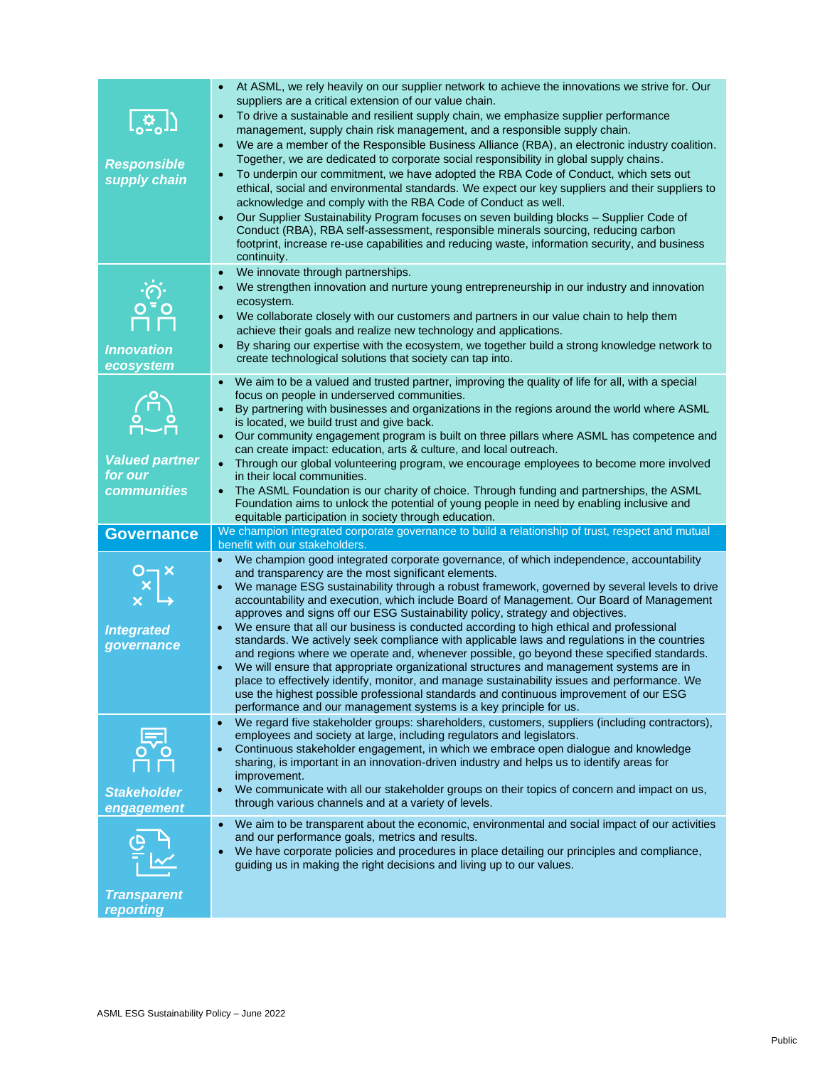| | |
|---|---|
| ***Responsible supply chain*** | • At ASML, we rely heavily on our supplier network to achieve the innovations we strive for. Our suppliers are a critical extension of our value chain.<br>• To drive a sustainable and resilient supply chain, we emphasize supplier performance management, supply chain risk management, and a responsible supply chain.<br>• We are a member of the Responsible Business Alliance (RBA), an electronic industry coalition. Together, we are dedicated to corporate social responsibility in global supply chains.<br>• To underpin our commitment, we have adopted the RBA Code of Conduct, which sets out ethical, social and environmental standards. We expect our key suppliers and their suppliers to acknowledge and comply with the RBA Code of Conduct as well.<br>• Our Supplier Sustainability Program focuses on seven building blocks – Supplier Code of Conduct (RBA), RBA self-assessment, responsible minerals sourcing, reducing carbon footprint, increase re-use capabilities and reducing waste, information security, and business continuity. |
| ***Innovation ecosystem*** | • We innovate through partnerships.<br>• We strengthen innovation and nurture young entrepreneurship in our industry and innovation ecosystem.<br>• We collaborate closely with our customers and partners in our value chain to help them achieve their goals and realize new technology and applications.<br>• By sharing our expertise with the ecosystem, we together build a strong knowledge network to create technological solutions that society can tap into. |
| ***Valued partner for our communities*** | • We aim to be a valued and trusted partner, improving the quality of life for all, with a special focus on people in underserved communities.<br>• By partnering with businesses and organizations in the regions around the world where ASML is located, we build trust and give back.<br>• Our community engagement program is built on three pillars where ASML has competence and can create impact: education, arts & culture, and local outreach.<br>• Through our global volunteering program, we encourage employees to become more involved in their local communities.<br>• The ASML Foundation is our charity of choice. Through funding and partnerships, the ASML Foundation aims to unlock the potential of young people in need by enabling inclusive and equitable participation in society through education. |
| **Governance** | We champion integrated corporate governance to build a relationship of trust, respect and mutual benefit with our stakeholders. |
| ***Integrated governance*** | • We champion good integrated corporate governance, of which independence, accountability and transparency are the most significant elements.<br>• We manage ESG sustainability through a robust framework, governed by several levels to drive accountability and execution, which include Board of Management. Our Board of Management approves and signs off our ESG Sustainability policy, strategy and objectives.<br>• We ensure that all our business is conducted according to high ethical and professional standards. We actively seek compliance with applicable laws and regulations in the countries and regions where we operate and, whenever possible, go beyond these specified standards.<br>• We will ensure that appropriate organizational structures and management systems are in place to effectively identify, monitor, and manage sustainability issues and performance. We use the highest possible professional standards and continuous improvement of our ESG performance and our management systems is a key principle for us. |
| ***Stakeholder engagement*** | • We regard five stakeholder groups: shareholders, customers, suppliers (including contractors), employees and society at large, including regulators and legislators.<br>• Continuous stakeholder engagement, in which we embrace open dialogue and knowledge sharing, is important in an innovation-driven industry and helps us to identify areas for improvement.<br>• We communicate with all our stakeholder groups on their topics of concern and impact on us, through various channels and at a variety of levels. |
| ***Transparent reporting*** | • We aim to be transparent about the economic, environmental and social impact of our activities and our performance goals, metrics and results.<br>• We have corporate policies and procedures in place detailing our principles and compliance, guiding us in making the right decisions and living up to our values. |